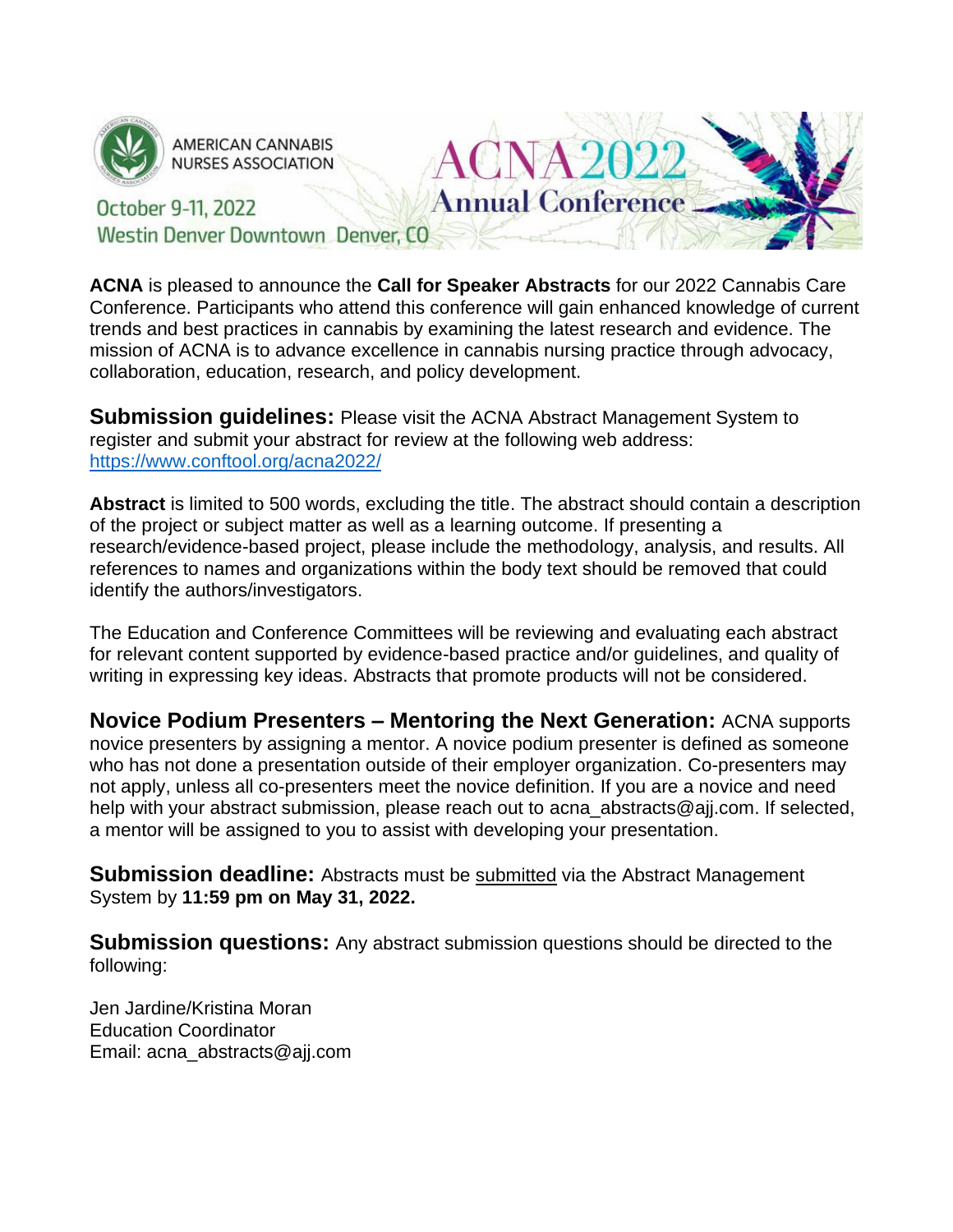AMERICAN CANNABIS NURSES ASSOCIATION

# ACNA 2022 Annual Conference

October 9-11, 2022
Westin Denver Downtown Denver, CO

**ACNA** is pleased to announce the **Call for Speaker Abstracts** for our 2022 Cannabis Care Conference. Participants who attend this conference will gain enhanced knowledge of current trends and best practices in cannabis by examining the latest research and evidence. The mission of ACNA is to advance excellence in cannabis nursing practice through advocacy, collaboration, education, research, and policy development.

**Submission guidelines:** Please visit the ACNA Abstract Management System to register and submit your abstract for review at the following web address: https://www.conftool.org/acna2022/

**Abstract** is limited to 500 words, excluding the title. The abstract should contain a description of the project or subject matter as well as a learning outcome. If presenting a research/evidence-based project, please include the methodology, analysis, and results. All references to names and organizations within the body text should be removed that could identify the authors/investigators.

The Education and Conference Committees will be reviewing and evaluating each abstract for relevant content supported by evidence-based practice and/or guidelines, and quality of writing in expressing key ideas. Abstracts that promote products will not be considered.

**Novice Podium Presenters – Mentoring the Next Generation:** ACNA supports novice presenters by assigning a mentor. A novice podium presenter is defined as someone who has not done a presentation outside of their employer organization. Co-presenters may not apply, unless all co-presenters meet the novice definition. If you are a novice and need help with your abstract submission, please reach out to acna_abstracts@ajj.com. If selected, a mentor will be assigned to you to assist with developing your presentation.

**Submission deadline:** Abstracts must be submitted via the Abstract Management System by **11:59 pm on May 31, 2022.**

**Submission questions:** Any abstract submission questions should be directed to the following:

Jen Jardine/Kristina Moran
Education Coordinator
Email: acna_abstracts@ajj.com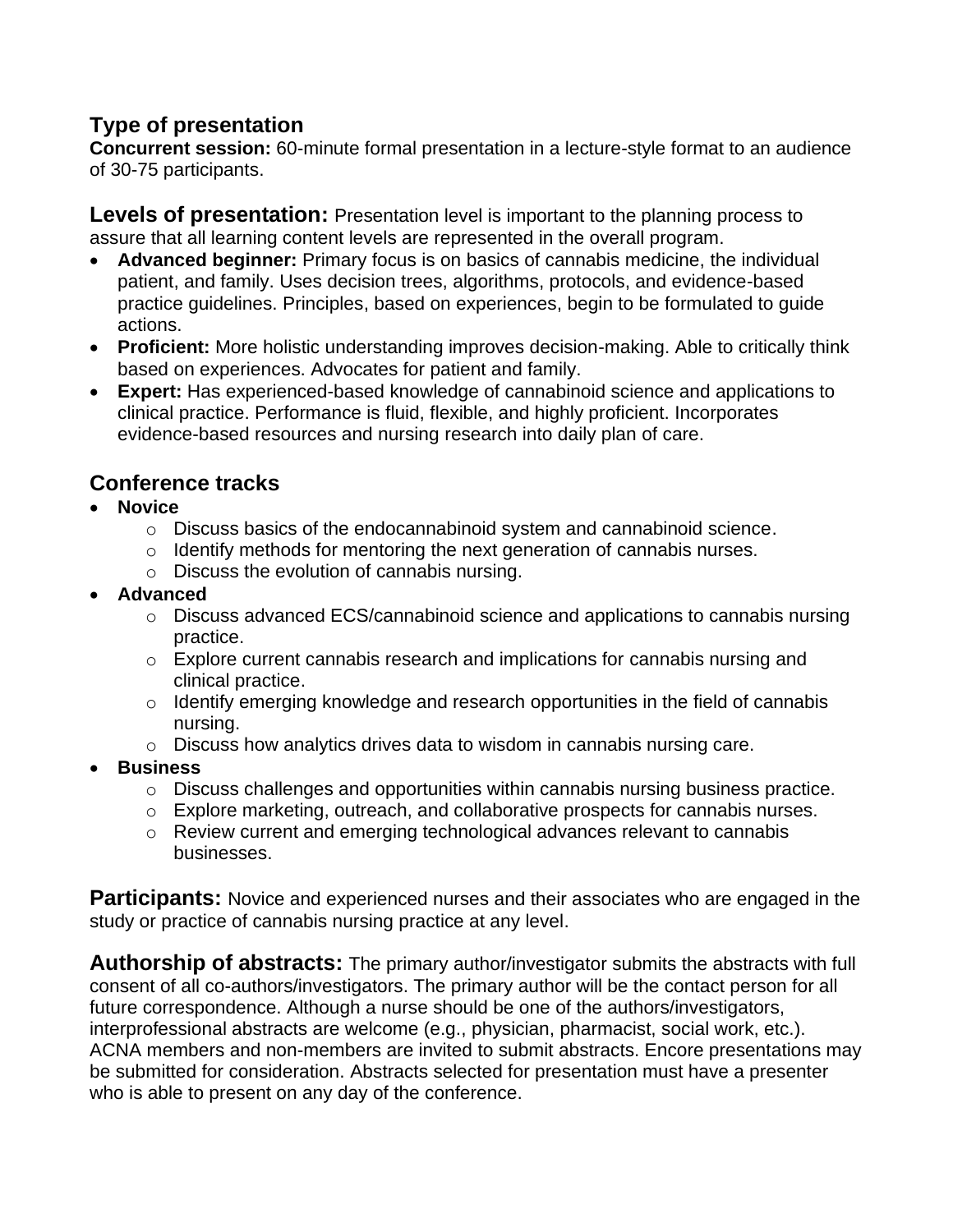## Type of presentation

**Concurrent session:** 60-minute formal presentation in a lecture-style format to an audience of 30-75 participants.

## Levels of presentation:

Presentation level is important to the planning process to assure that all learning content levels are represented in the overall program.

- **Advanced beginner:** Primary focus is on basics of cannabis medicine, the individual patient, and family. Uses decision trees, algorithms, protocols, and evidence-based practice guidelines. Principles, based on experiences, begin to be formulated to guide actions.
- **Proficient:** More holistic understanding improves decision-making. Able to critically think based on experiences. Advocates for patient and family.
- **Expert:** Has experienced-based knowledge of cannabinoid science and applications to clinical practice. Performance is fluid, flexible, and highly proficient. Incorporates evidence-based resources and nursing research into daily plan of care.

## Conference tracks

- **Novice**
  - Discuss basics of the endocannabinoid system and cannabinoid science.
  - Identify methods for mentoring the next generation of cannabis nurses.
  - Discuss the evolution of cannabis nursing.
- **Advanced**
  - Discuss advanced ECS/cannabinoid science and applications to cannabis nursing practice.
  - Explore current cannabis research and implications for cannabis nursing and clinical practice.
  - Identify emerging knowledge and research opportunities in the field of cannabis nursing.
  - Discuss how analytics drives data to wisdom in cannabis nursing care.
- **Business**
  - Discuss challenges and opportunities within cannabis nursing business practice.
  - Explore marketing, outreach, and collaborative prospects for cannabis nurses.
  - Review current and emerging technological advances relevant to cannabis businesses.

## Participants:

Novice and experienced nurses and their associates who are engaged in the study or practice of cannabis nursing practice at any level.

## Authorship of abstracts:

The primary author/investigator submits the abstracts with full consent of all co-authors/investigators. The primary author will be the contact person for all future correspondence. Although a nurse should be one of the authors/investigators, interprofessional abstracts are welcome (e.g., physician, pharmacist, social work, etc.). ACNA members and non-members are invited to submit abstracts. Encore presentations may be submitted for consideration. Abstracts selected for presentation must have a presenter who is able to present on any day of the conference.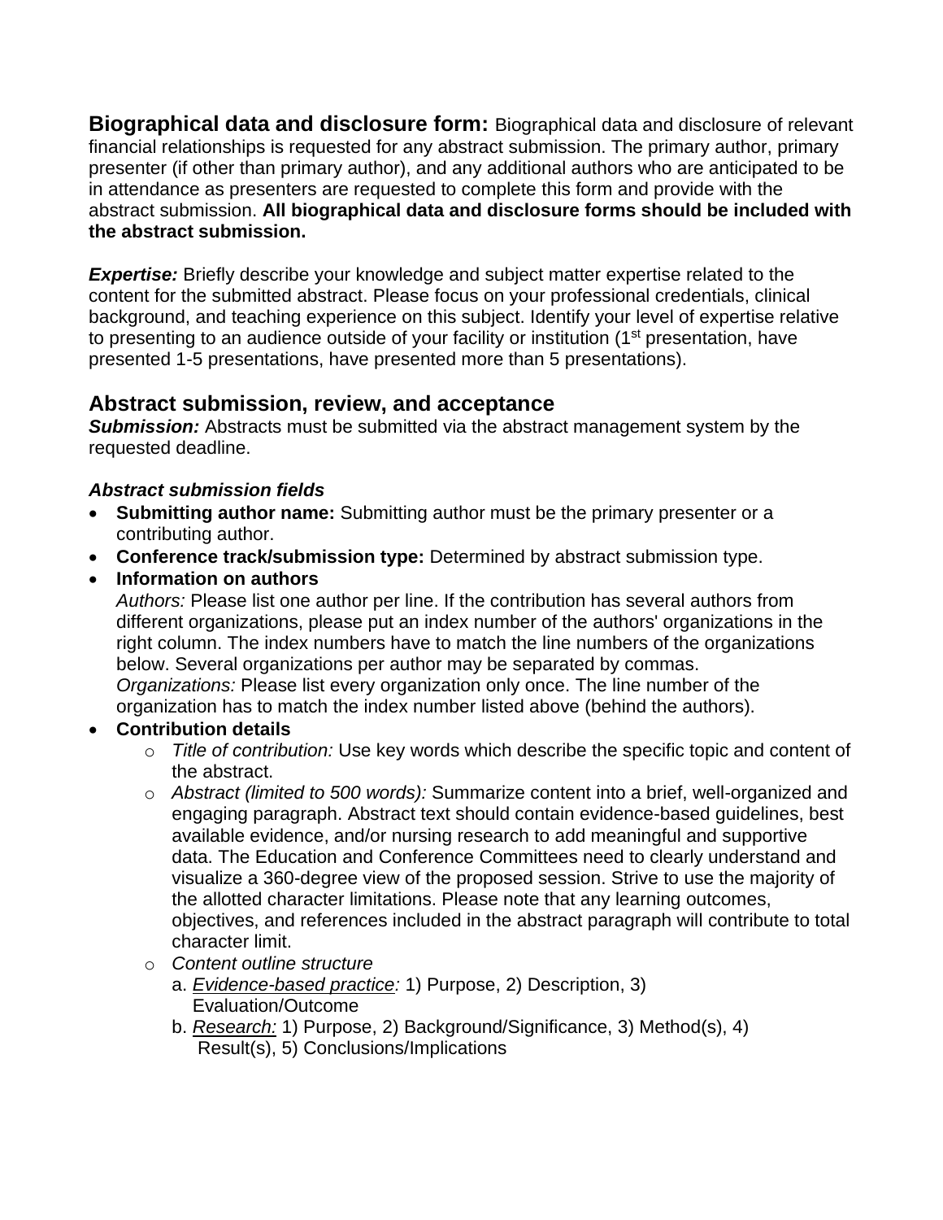**Biographical data and disclosure form:** Biographical data and disclosure of relevant financial relationships is requested for any abstract submission. The primary author, primary presenter (if other than primary author), and any additional authors who are anticipated to be in attendance as presenters are requested to complete this form and provide with the abstract submission. **All biographical data and disclosure forms should be included with the abstract submission.**

***Expertise:*** Briefly describe your knowledge and subject matter expertise related to the content for the submitted abstract. Please focus on your professional credentials, clinical background, and teaching experience on this subject. Identify your level of expertise relative to presenting to an audience outside of your facility or institution (1st presentation, have presented 1-5 presentations, have presented more than 5 presentations).

## Abstract submission, review, and acceptance

***Submission:*** Abstracts must be submitted via the abstract management system by the requested deadline.

***Abstract submission fields***

- **Submitting author name:** Submitting author must be the primary presenter or a contributing author.
- **Conference track/submission type:** Determined by abstract submission type.
- **Information on authors**
  *Authors:* Please list one author per line. If the contribution has several authors from different organizations, please put an index number of the authors' organizations in the right column. The index numbers have to match the line numbers of the organizations below. Several organizations per author may be separated by commas.
  *Organizations:* Please list every organization only once. The line number of the organization has to match the index number listed above (behind the authors).
- **Contribution details**
  - *Title of contribution:* Use key words which describe the specific topic and content of the abstract.
  - *Abstract (limited to 500 words):* Summarize content into a brief, well-organized and engaging paragraph. Abstract text should contain evidence-based guidelines, best available evidence, and/or nursing research to add meaningful and supportive data. The Education and Conference Committees need to clearly understand and visualize a 360-degree view of the proposed session. Strive to use the majority of the allotted character limitations. Please note that any learning outcomes, objectives, and references included in the abstract paragraph will contribute to total character limit.
  - *Content outline structure*
    a. *Evidence-based practice:* 1) Purpose, 2) Description, 3) Evaluation/Outcome
    b. *Research:* 1) Purpose, 2) Background/Significance, 3) Method(s), 4) Result(s), 5) Conclusions/Implications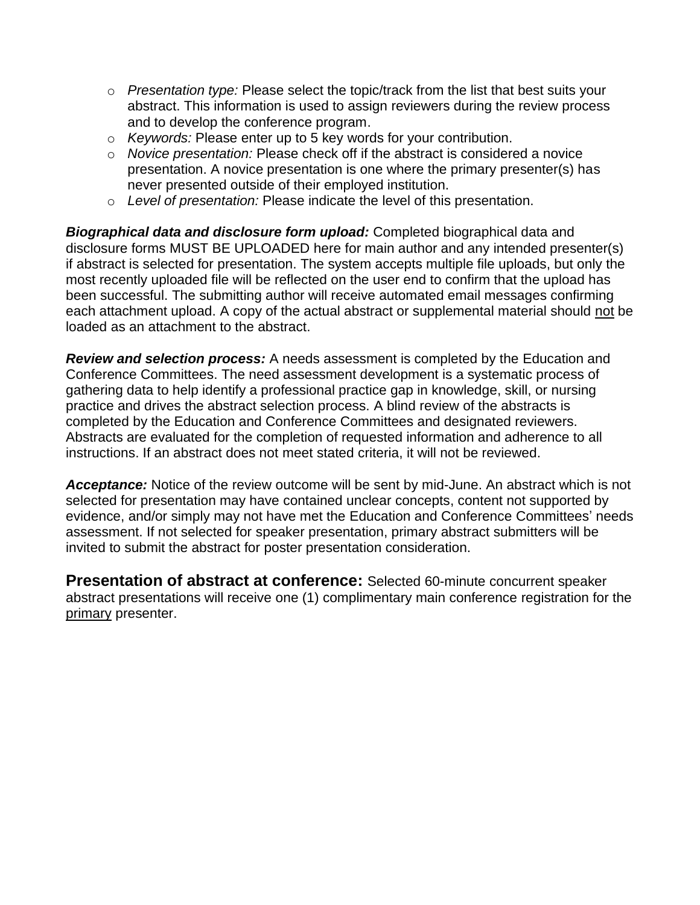- *Presentation type:* Please select the topic/track from the list that best suits your abstract. This information is used to assign reviewers during the review process and to develop the conference program.
- *Keywords:* Please enter up to 5 key words for your contribution.
- *Novice presentation:* Please check off if the abstract is considered a novice presentation. A novice presentation is one where the primary presenter(s) has never presented outside of their employed institution.
- *Level of presentation:* Please indicate the level of this presentation.

***Biographical data and disclosure form upload:*** Completed biographical data and disclosure forms MUST BE UPLOADED here for main author and any intended presenter(s) if abstract is selected for presentation. The system accepts multiple file uploads, but only the most recently uploaded file will be reflected on the user end to confirm that the upload has been successful. The submitting author will receive automated email messages confirming each attachment upload. A copy of the actual abstract or supplemental material should <u>not</u> be loaded as an attachment to the abstract.

***Review and selection process:*** A needs assessment is completed by the Education and Conference Committees. The need assessment development is a systematic process of gathering data to help identify a professional practice gap in knowledge, skill, or nursing practice and drives the abstract selection process. A blind review of the abstracts is completed by the Education and Conference Committees and designated reviewers. Abstracts are evaluated for the completion of requested information and adherence to all instructions. If an abstract does not meet stated criteria, it will not be reviewed.

***Acceptance:*** Notice of the review outcome will be sent by mid-June. An abstract which is not selected for presentation may have contained unclear concepts, content not supported by evidence, and/or simply may not have met the Education and Conference Committees' needs assessment. If not selected for speaker presentation, primary abstract submitters will be invited to submit the abstract for poster presentation consideration.

**Presentation of abstract at conference:** Selected 60-minute concurrent speaker abstract presentations will receive one (1) complimentary main conference registration for the <u>primary</u> presenter.